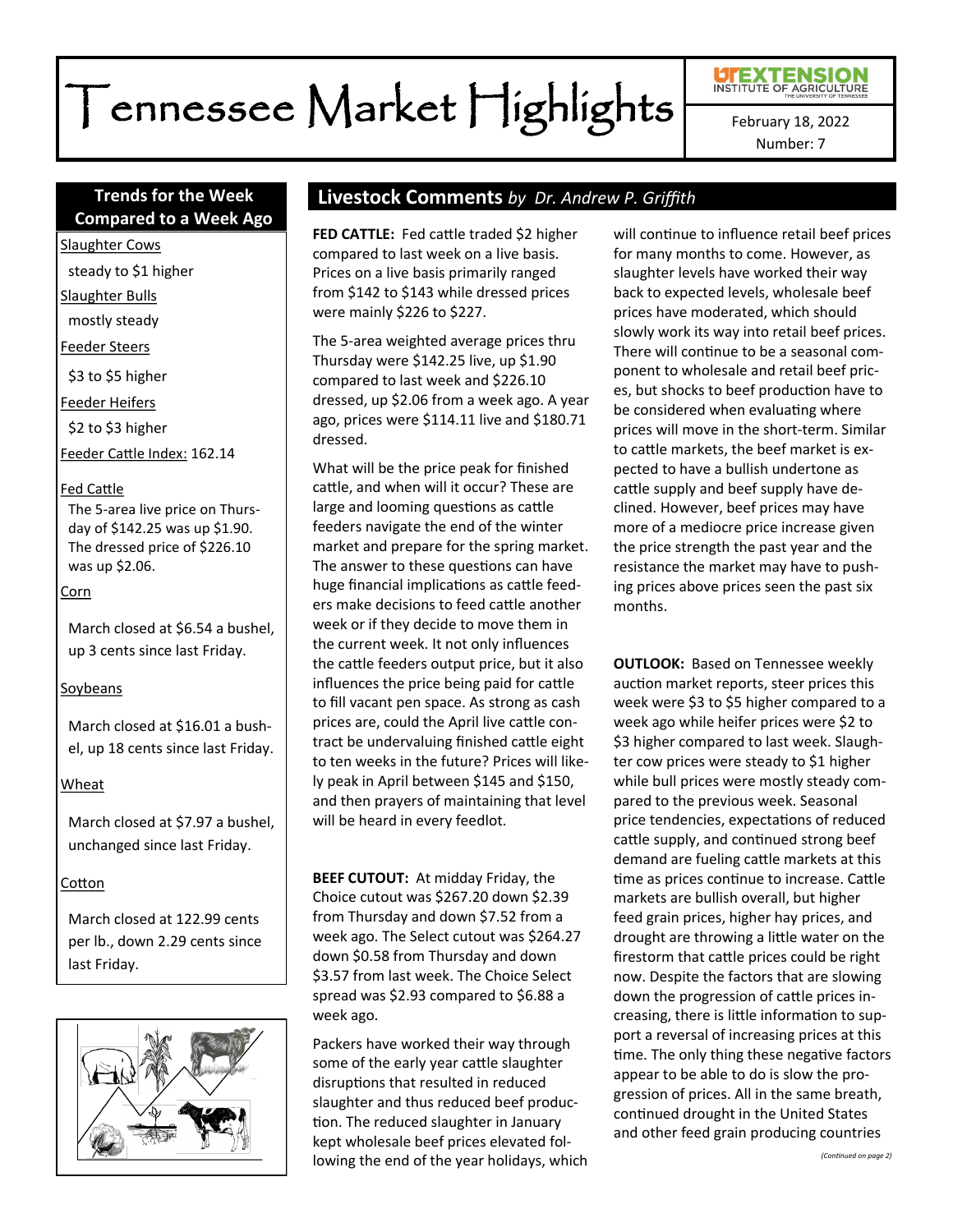# Tennessee Market Highlights

UT EXTENSION INSTITUTE OF AGRICULTURE THE UNIVERSITY OF TENNESSEE

February 18, 2022

Number: 7

## Trends for the Week Compared to a Week Ago

Slaughter Cows

steady to $1 higher

Slaughter Bulls

mostly steady

Feeder Steers

$3 to $5 higher

Feeder Heifers

$2 to $3 higher

Feeder Cattle Index: 162.14

Fed Cattle

The 5-area live price on Thursday of $142.25 was up $1.90. The dressed price of $226.10 was up $2.06.

Corn

March closed at $6.54 a bushel, up 3 cents since last Friday.

Soybeans

March closed at $16.01 a bushel, up 18 cents since last Friday.

Wheat

March closed at $7.97 a bushel, unchanged since last Friday.

Cotton

March closed at 122.99 cents per lb., down 2.29 cents since last Friday.

## Livestock Comments *by Dr. Andrew P. Griffith*

**FED CATTLE:** Fed cattle traded $2 higher compared to last week on a live basis. Prices on a live basis primarily ranged from $142 to $143 while dressed prices were mainly $226 to $227.

The 5-area weighted average prices thru Thursday were $142.25 live, up $1.90 compared to last week and $226.10 dressed, up $2.06 from a week ago. A year ago, prices were $114.11 live and $180.71 dressed.

What will be the price peak for finished cattle, and when will it occur? These are large and looming questions as cattle feeders navigate the end of the winter market and prepare for the spring market. The answer to these questions can have huge financial implications as cattle feeders make decisions to feed cattle another week or if they decide to move them in the current week. It not only influences the cattle feeders output price, but it also influences the price being paid for cattle to fill vacant pen space. As strong as cash prices are, could the April live cattle contract be undervaluing finished cattle eight to ten weeks in the future? Prices will likely peak in April between $145 and $150, and then prayers of maintaining that level will be heard in every feedlot.

**BEEF CUTOUT:** At midday Friday, the Choice cutout was $267.20 down $2.39 from Thursday and down $7.52 from a week ago. The Select cutout was $264.27 down $0.58 from Thursday and down $3.57 from last week. The Choice Select spread was $2.93 compared to $6.88 a week ago.

Packers have worked their way through some of the early year cattle slaughter disruptions that resulted in reduced slaughter and thus reduced beef production. The reduced slaughter in January kept wholesale beef prices elevated following the end of the year holidays, which will continue to influence retail beef prices for many months to come. However, as slaughter levels have worked their way back to expected levels, wholesale beef prices have moderated, which should slowly work its way into retail beef prices. There will continue to be a seasonal component to wholesale and retail beef prices, but shocks to beef production have to be considered when evaluating where prices will move in the short-term. Similar to cattle markets, the beef market is expected to have a bullish undertone as cattle supply and beef supply have declined. However, beef prices may have more of a mediocre price increase given the price strength the past year and the resistance the market may have to pushing prices above prices seen the past six months.

**OUTLOOK:** Based on Tennessee weekly auction market reports, steer prices this week were $3 to $5 higher compared to a week ago while heifer prices were $2 to $3 higher compared to last week. Slaughter cow prices were steady to $1 higher while bull prices were mostly steady compared to the previous week. Seasonal price tendencies, expectations of reduced cattle supply, and continued strong beef demand are fueling cattle markets at this time as prices continue to increase. Cattle markets are bullish overall, but higher feed grain prices, higher hay prices, and drought are throwing a little water on the firestorm that cattle prices could be right now. Despite the factors that are slowing down the progression of cattle prices increasing, there is little information to support a reversal of increasing prices at this time. The only thing these negative factors appear to be able to do is slow the progression of prices. All in the same breath, continued drought in the United States and other feed grain producing countries

*(Continued on page 2)*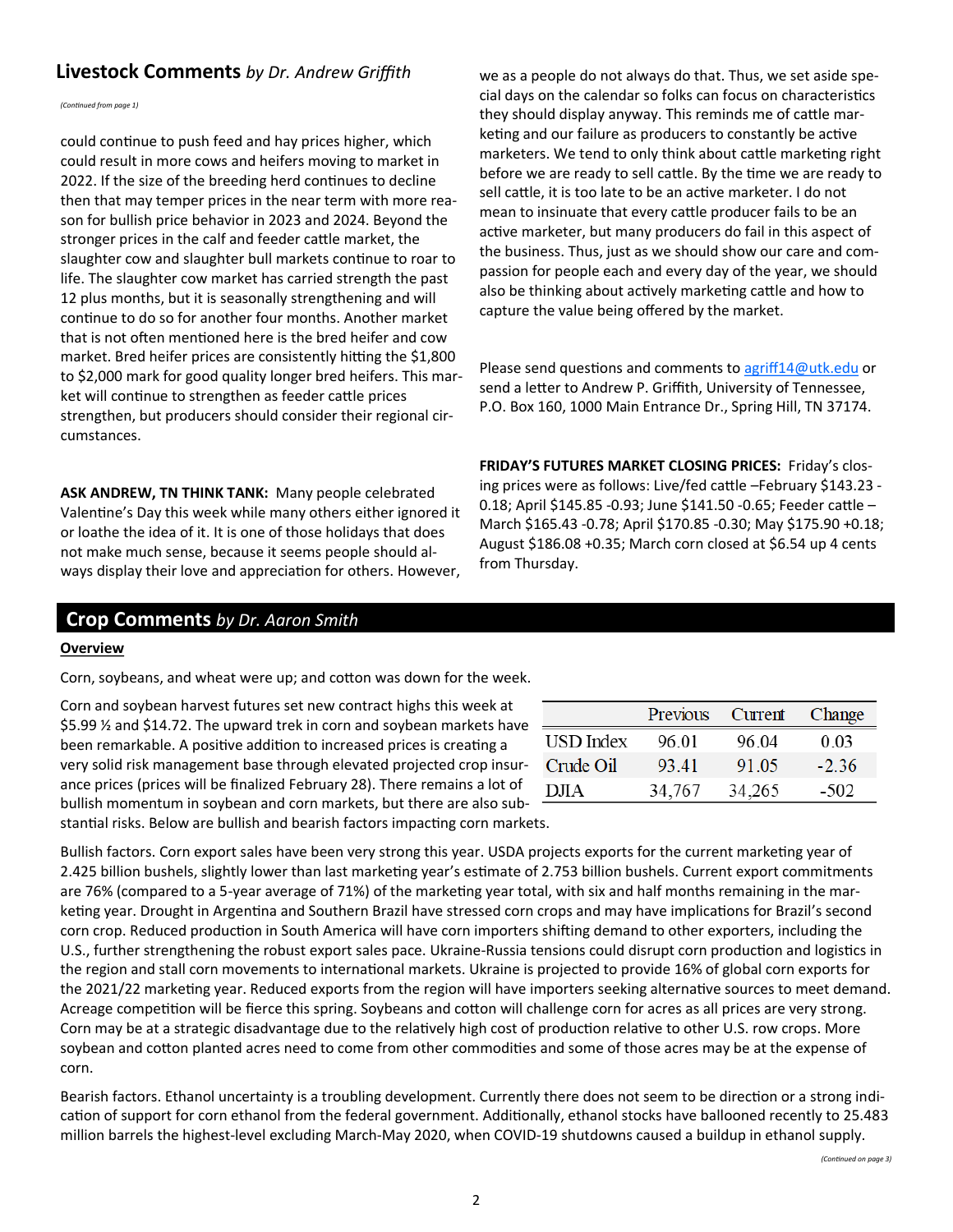## Livestock Comments *by Dr. Andrew Griffith*

*(Continued from page 1)*

could continue to push feed and hay prices higher, which could result in more cows and heifers moving to market in 2022. If the size of the breeding herd continues to decline then that may temper prices in the near term with more reason for bullish price behavior in 2023 and 2024. Beyond the stronger prices in the calf and feeder cattle market, the slaughter cow and slaughter bull markets continue to roar to life. The slaughter cow market has carried strength the past 12 plus months, but it is seasonally strengthening and will continue to do so for another four months. Another market that is not often mentioned here is the bred heifer and cow market. Bred heifer prices are consistently hitting the $1,800 to $2,000 mark for good quality longer bred heifers. This market will continue to strengthen as feeder cattle prices strengthen, but producers should consider their regional circumstances.

**ASK ANDREW, TN THINK TANK:** Many people celebrated Valentine's Day this week while many others either ignored it or loathe the idea of it. It is one of those holidays that does not make much sense, because it seems people should always display their love and appreciation for others. However, we as a people do not always do that. Thus, we set aside special days on the calendar so folks can focus on characteristics they should display anyway. This reminds me of cattle marketing and our failure as producers to constantly be active marketers. We tend to only think about cattle marketing right before we are ready to sell cattle. By the time we are ready to sell cattle, it is too late to be an active marketer. I do not mean to insinuate that every cattle producer fails to be an active marketer, but many producers do fail in this aspect of the business. Thus, just as we should show our care and compassion for people each and every day of the year, we should also be thinking about actively marketing cattle and how to capture the value being offered by the market.

Please send questions and comments to agriff14@utk.edu or send a letter to Andrew P. Griffith, University of Tennessee, P.O. Box 160, 1000 Main Entrance Dr., Spring Hill, TN 37174.

**FRIDAY'S FUTURES MARKET CLOSING PRICES:** Friday's closing prices were as follows: Live/fed cattle –February $143.23 -0.18; April $145.85 -0.93; June $141.50 -0.65; Feeder cattle –March $165.43 -0.78; April $170.85 -0.30; May $175.90 +0.18; August $186.08 +0.35; March corn closed at $6.54 up 4 cents from Thursday.

## Crop Comments *by Dr. Aaron Smith*

**Overview**

Corn, soybeans, and wheat were up; and cotton was down for the week.

Corn and soybean harvest futures set new contract highs this week at $5.99 ½ and $14.72. The upward trek in corn and soybean markets have been remarkable. A positive addition to increased prices is creating a very solid risk management base through elevated projected crop insurance prices (prices will be finalized February 28). There remains a lot of bullish momentum in soybean and corn markets, but there are also substantial risks. Below are bullish and bearish factors impacting corn markets.

| | Previous | Current | Change |
|---|---|---|---|
| USD Index | 96.01 | 96.04 | 0.03 |
| Crude Oil | 93.41 | 91.05 | -2.36 |
| DJIA | 34,767 | 34,265 | -502 |

Bullish factors. Corn export sales have been very strong this year. USDA projects exports for the current marketing year of 2.425 billion bushels, slightly lower than last marketing year's estimate of 2.753 billion bushels. Current export commitments are 76% (compared to a 5-year average of 71%) of the marketing year total, with six and half months remaining in the marketing year. Drought in Argentina and Southern Brazil have stressed corn crops and may have implications for Brazil's second corn crop. Reduced production in South America will have corn importers shifting demand to other exporters, including the U.S., further strengthening the robust export sales pace. Ukraine-Russia tensions could disrupt corn production and logistics in the region and stall corn movements to international markets. Ukraine is projected to provide 16% of global corn exports for the 2021/22 marketing year. Reduced exports from the region will have importers seeking alternative sources to meet demand. Acreage competition will be fierce this spring. Soybeans and cotton will challenge corn for acres as all prices are very strong. Corn may be at a strategic disadvantage due to the relatively high cost of production relative to other U.S. row crops. More soybean and cotton planted acres need to come from other commodities and some of those acres may be at the expense of corn.

Bearish factors. Ethanol uncertainty is a troubling development. Currently there does not seem to be direction or a strong indication of support for corn ethanol from the federal government. Additionally, ethanol stocks have ballooned recently to 25.483 million barrels the highest-level excluding March-May 2020, when COVID-19 shutdowns caused a buildup in ethanol supply.

*(Continued on page 3)*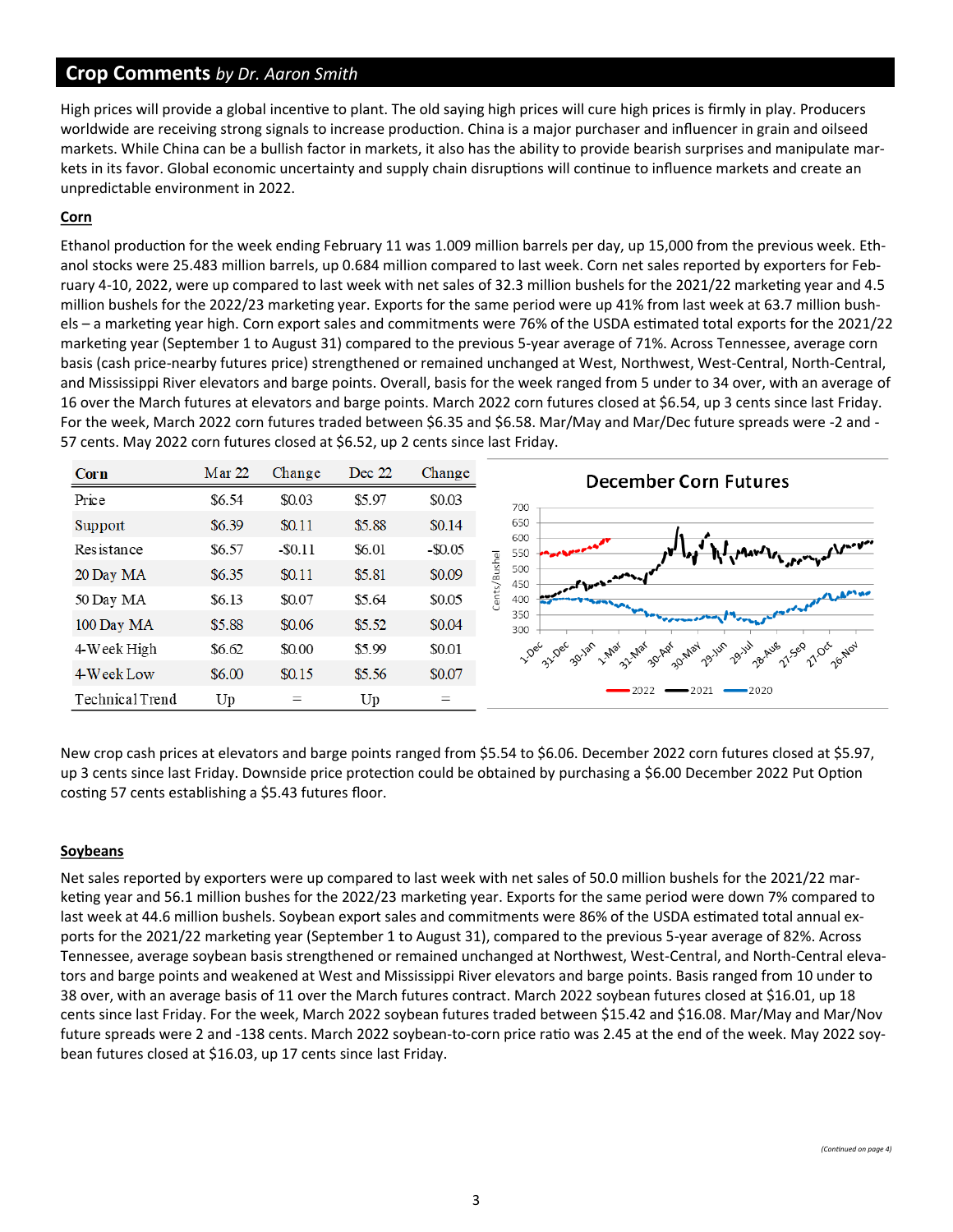## Crop Comments *by Dr. Aaron Smith*

High prices will provide a global incentive to plant. The old saying high prices will cure high prices is firmly in play. Producers worldwide are receiving strong signals to increase production. China is a major purchaser and influencer in grain and oilseed markets. While China can be a bullish factor in markets, it also has the ability to provide bearish surprises and manipulate markets in its favor. Global economic uncertainty and supply chain disruptions will continue to influence markets and create an unpredictable environment in 2022.

**Corn**

Ethanol production for the week ending February 11 was 1.009 million barrels per day, up 15,000 from the previous week. Ethanol stocks were 25.483 million barrels, up 0.684 million compared to last week. Corn net sales reported by exporters for February 4-10, 2022, were up compared to last week with net sales of 32.3 million bushels for the 2021/22 marketing year and 4.5 million bushels for the 2022/23 marketing year. Exports for the same period were up 41% from last week at 63.7 million bushels – a marketing year high. Corn export sales and commitments were 76% of the USDA estimated total exports for the 2021/22 marketing year (September 1 to August 31) compared to the previous 5-year average of 71%. Across Tennessee, average corn basis (cash price-nearby futures price) strengthened or remained unchanged at West, Northwest, West-Central, North-Central, and Mississippi River elevators and barge points. Overall, basis for the week ranged from 5 under to 34 over, with an average of 16 over the March futures at elevators and barge points. March 2022 corn futures closed at $6.54, up 3 cents since last Friday. For the week, March 2022 corn futures traded between $6.35 and $6.58. Mar/May and Mar/Dec future spreads were -2 and -57 cents. May 2022 corn futures closed at $6.52, up 2 cents since last Friday.

| Corn | Mar 22 | Change | Dec 22 | Change |
|---|---|---|---|---|
| Price | $6.54 | $0.03 | $5.97 | $0.03 |
| Support | $6.39 | $0.11 | $5.88 | $0.14 |
| Resistance | $6.57 | -$0.11 | $6.01 | -$0.05 |
| 20 Day MA | $6.35 | $0.11 | $5.81 | $0.09 |
| 50 Day MA | $6.13 | $0.07 | $5.64 | $0.05 |
| 100 Day MA | $5.88 | $0.06 | $5.52 | $0.04 |
| 4-Week High | $6.62 | $0.00 | $5.99 | $0.01 |
| 4-Week Low | $6.00 | $0.15 | $5.56 | $0.07 |
| Technical Trend | Up | = | Up | = |

New crop cash prices at elevators and barge points ranged from $5.54 to $6.06. December 2022 corn futures closed at $5.97, up 3 cents since last Friday. Downside price protection could be obtained by purchasing a $6.00 December 2022 Put Option costing 57 cents establishing a $5.43 futures floor.

**Soybeans**

Net sales reported by exporters were up compared to last week with net sales of 50.0 million bushels for the 2021/22 marketing year and 56.1 million bushes for the 2022/23 marketing year. Exports for the same period were down 7% compared to last week at 44.6 million bushels. Soybean export sales and commitments were 86% of the USDA estimated total annual exports for the 2021/22 marketing year (September 1 to August 31), compared to the previous 5-year average of 82%. Across Tennessee, average soybean basis strengthened or remained unchanged at Northwest, West-Central, and North-Central elevators and barge points and weakened at West and Mississippi River elevators and barge points. Basis ranged from 10 under to 38 over, with an average basis of 11 over the March futures contract. March 2022 soybean futures closed at $16.01, up 18 cents since last Friday. For the week, March 2022 soybean futures traded between $15.42 and $16.08. Mar/May and Mar/Nov future spreads were 2 and -138 cents. March 2022 soybean-to-corn price ratio was 2.45 at the end of the week. May 2022 soybean futures closed at $16.03, up 17 cents since last Friday.

*(Continued on page 4)*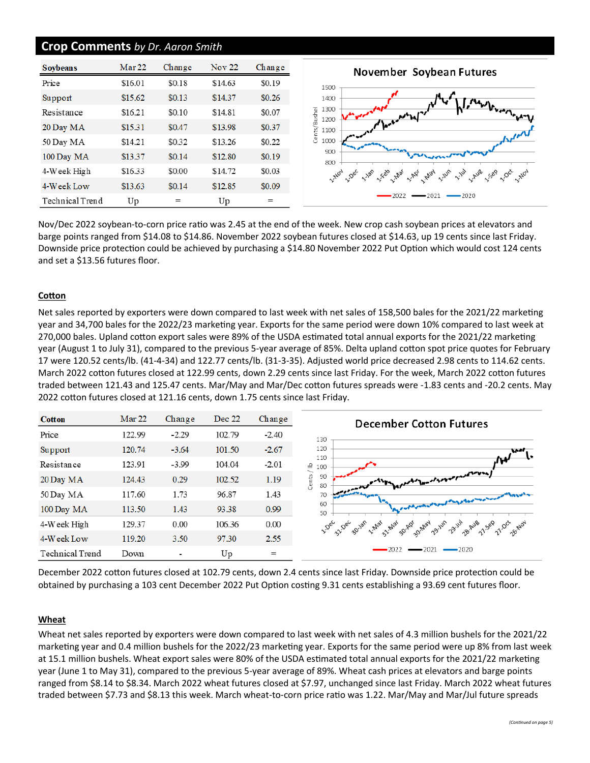## Crop Comments *by Dr. Aaron Smith*

| Soybeans | Mar 22 | Change | Nov 22 | Change |
|---|---|---|---|---|
| Price | $16.01 | $0.18 | $14.63 | $0.19 |
| Support | $15.62 | $0.13 | $14.37 | $0.26 |
| Resistance | $16.21 | $0.10 | $14.81 | $0.07 |
| 20 Day MA | $15.31 | $0.47 | $13.98 | $0.37 |
| 50 Day MA | $14.21 | $0.32 | $13.26 | $0.22 |
| 100 Day MA | $13.37 | $0.14 | $12.80 | $0.19 |
| 4-Week High | $16.33 | $0.00 | $14.72 | $0.03 |
| 4-Week Low | $13.63 | $0.14 | $12.85 | $0.09 |
| Technical Trend | Up | = | Up | = |

Nov/Dec 2022 soybean-to-corn price ratio was 2.45 at the end of the week. New crop cash soybean prices at elevators and barge points ranged from $14.08 to $14.86. November 2022 soybean futures closed at $14.63, up 19 cents since last Friday. Downside price protection could be achieved by purchasing a $14.80 November 2022 Put Option which would cost 124 cents and set a $13.56 futures floor.

### Cotton

Net sales reported by exporters were down compared to last week with net sales of 158,500 bales for the 2021/22 marketing year and 34,700 bales for the 2022/23 marketing year. Exports for the same period were down 10% compared to last week at 270,000 bales. Upland cotton export sales were 89% of the USDA estimated total annual exports for the 2021/22 marketing year (August 1 to July 31), compared to the previous 5-year average of 85%. Delta upland cotton spot price quotes for February 17 were 120.52 cents/lb. (41-4-34) and 122.77 cents/lb. (31-3-35). Adjusted world price decreased 2.98 cents to 114.62 cents. March 2022 cotton futures closed at 122.99 cents, down 2.29 cents since last Friday. For the week, March 2022 cotton futures traded between 121.43 and 125.47 cents. Mar/May and Mar/Dec cotton futures spreads were -1.83 cents and -20.2 cents. May 2022 cotton futures closed at 121.16 cents, down 1.75 cents since last Friday.

| Cotton | Mar 22 | Change | Dec 22 | Change |
|---|---|---|---|---|
| Price | 122.99 | -2.29 | 102.79 | -2.40 |
| Support | 120.74 | -3.64 | 101.50 | -2.67 |
| Resistance | 123.91 | -3.99 | 104.04 | -2.01 |
| 20 Day MA | 124.43 | 0.29 | 102.52 | 1.19 |
| 50 Day MA | 117.60 | 1.73 | 96.87 | 1.43 |
| 100 Day MA | 113.50 | 1.43 | 93.38 | 0.99 |
| 4-Week High | 129.37 | 0.00 | 106.36 | 0.00 |
| 4-Week Low | 119.20 | 3.50 | 97.30 | 2.55 |
| Technical Trend | Down | - | Up | = |

December 2022 cotton futures closed at 102.79 cents, down 2.4 cents since last Friday. Downside price protection could be obtained by purchasing a 103 cent December 2022 Put Option costing 9.31 cents establishing a 93.69 cent futures floor.

### Wheat

Wheat net sales reported by exporters were down compared to last week with net sales of 4.3 million bushels for the 2021/22 marketing year and 0.4 million bushels for the 2022/23 marketing year. Exports for the same period were up 8% from last week at 15.1 million bushels. Wheat export sales were 80% of the USDA estimated total annual exports for the 2021/22 marketing year (June 1 to May 31), compared to the previous 5-year average of 89%. Wheat cash prices at elevators and barge points ranged from $8.14 to $8.34. March 2022 wheat futures closed at $7.97, unchanged since last Friday. March 2022 wheat futures traded between $7.73 and $8.13 this week. March wheat-to-corn price ratio was 1.22. Mar/May and Mar/Jul future spreads

*(Continued on page 5)*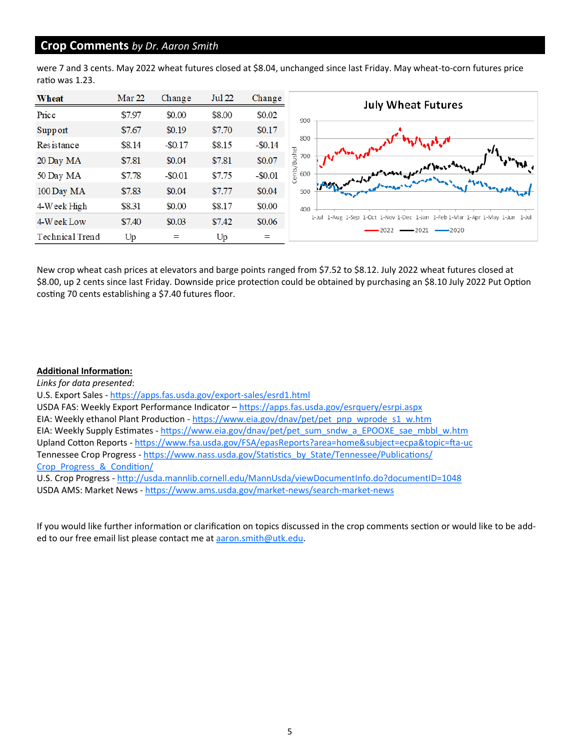## Crop Comments *by Dr. Aaron Smith*

were 7 and 3 cents. May 2022 wheat futures closed at $8.04, unchanged since last Friday. May wheat-to-corn futures price ratio was 1.23.

| Wheat | Mar 22 | Change | Jul 22 | Change |
|---|---|---|---|---|
| Price | $7.97 | $0.00 | $8.00 | $0.02 |
| Support | $7.67 | $0.19 | $7.70 | $0.17 |
| Resistance | $8.14 | -$0.17 | $8.15 | -$0.14 |
| 20 Day MA | $7.81 | $0.04 | $7.81 | $0.07 |
| 50 Day MA | $7.78 | -$0.01 | $7.75 | -$0.01 |
| 100 Day MA | $7.83 | $0.04 | $7.77 | $0.04 |
| 4-Week High | $8.31 | $0.00 | $8.17 | $0.00 |
| 4-Week Low | $7.40 | $0.03 | $7.42 | $0.06 |
| Technical Trend | Up | = | Up | = |

New crop wheat cash prices at elevators and barge points ranged from $7.52 to $8.12. July 2022 wheat futures closed at $8.00, up 2 cents since last Friday. Downside price protection could be obtained by purchasing an $8.10 July 2022 Put Option costing 70 cents establishing a $7.40 futures floor.

**Additional Information:**

*Links for data presented*:

U.S. Export Sales - https://apps.fas.usda.gov/export-sales/esrd1.html
USDA FAS: Weekly Export Performance Indicator – https://apps.fas.usda.gov/esrquery/esrpi.aspx
EIA: Weekly ethanol Plant Production - https://www.eia.gov/dnav/pet/pet_pnp_wprode_s1_w.htm
EIA: Weekly Supply Estimates - https://www.eia.gov/dnav/pet/pet_sum_sndw_a_EPOOXE_sae_mbbl_w.htm
Upland Cotton Reports - https://www.fsa.usda.gov/FSA/epasReports?area=home&subject=ecpa&topic=fta-uc
Tennessee Crop Progress - https://www.nass.usda.gov/Statistics_by_State/Tennessee/Publications/Crop_Progress_&_Condition/
U.S. Crop Progress - http://usda.mannlib.cornell.edu/MannUsda/viewDocumentInfo.do?documentID=1048
USDA AMS: Market News - https://www.ams.usda.gov/market-news/search-market-news

If you would like further information or clarification on topics discussed in the crop comments section or would like to be added to our free email list please contact me at aaron.smith@utk.edu.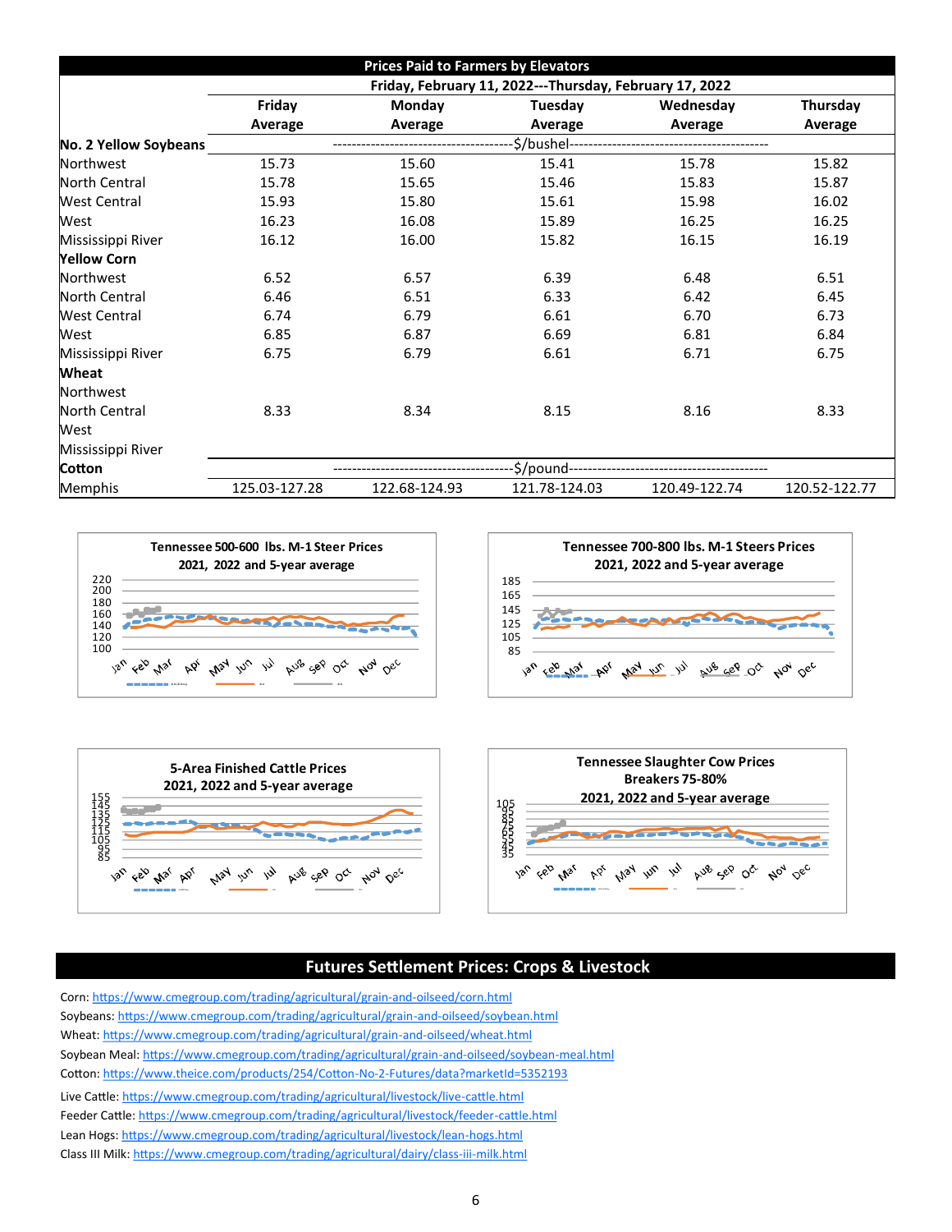## Prices Paid to Farmers by Elevators

Friday, February 11, 2022---Thursday, February 17, 2022

| | Friday Average | Monday Average | Tuesday Average | Wednesday Average | Thursday Average |
|---|---|---|---|---|---|
| **No. 2 Yellow Soybeans** | | | $/bushel | | |
| Northwest | 15.73 | 15.60 | 15.41 | 15.78 | 15.82 |
| North Central | 15.78 | 15.65 | 15.46 | 15.83 | 15.87 |
| West Central | 15.93 | 15.80 | 15.61 | 15.98 | 16.02 |
| West | 16.23 | 16.08 | 15.89 | 16.25 | 16.25 |
| Mississippi River | 16.12 | 16.00 | 15.82 | 16.15 | 16.19 |
| **Yellow Corn** | | | | | |
| Northwest | 6.52 | 6.57 | 6.39 | 6.48 | 6.51 |
| North Central | 6.46 | 6.51 | 6.33 | 6.42 | 6.45 |
| West Central | 6.74 | 6.79 | 6.61 | 6.70 | 6.73 |
| West | 6.85 | 6.87 | 6.69 | 6.81 | 6.84 |
| Mississippi River | 6.75 | 6.79 | 6.61 | 6.71 | 6.75 |
| **Wheat** | | | | | |
| Northwest | | | | | |
| North Central | 8.33 | 8.34 | 8.15 | 8.16 | 8.33 |
| West | | | | | |
| Mississippi River | | | | | |
| **Cotton** | | | $/pound | | |
| Memphis | 125.03-127.28 | 122.68-124.93 | 121.78-124.03 | 120.49-122.74 | 120.52-122.77 |

Tennessee 500-600 lbs. M-1 Steer Prices 2021, 2022 and 5-year average

Tennessee 700-800 lbs. M-1 Steers Prices 2021, 2022 and 5-year average

5-Area Finished Cattle Prices 2021, 2022 and 5-year average

Tennessee Slaughter Cow Prices Breakers 75-80% 2021, 2022 and 5-year average

## Futures Settlement Prices: Crops & Livestock

Corn: https://www.cmegroup.com/trading/agricultural/grain-and-oilseed/corn.html
Soybeans: https://www.cmegroup.com/trading/agricultural/grain-and-oilseed/soybean.html
Wheat: https://www.cmegroup.com/trading/agricultural/grain-and-oilseed/wheat.html
Soybean Meal: https://www.cmegroup.com/trading/agricultural/grain-and-oilseed/soybean-meal.html
Cotton: https://www.theice.com/products/254/Cotton-No-2-Futures/data?marketId=5352193
Live Cattle: https://www.cmegroup.com/trading/agricultural/livestock/live-cattle.html
Feeder Cattle: https://www.cmegroup.com/trading/agricultural/livestock/feeder-cattle.html
Lean Hogs: https://www.cmegroup.com/trading/agricultural/livestock/lean-hogs.html
Class III Milk: https://www.cmegroup.com/trading/agricultural/dairy/class-iii-milk.html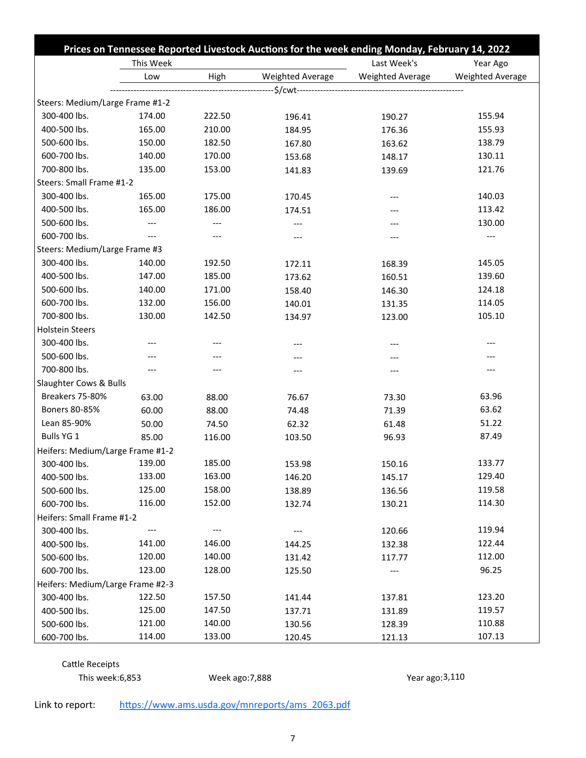## Prices on Tennessee Reported Livestock Auctions for the week ending Monday, February 14, 2022

| | This Week | | | Last Week's | Year Ago |
|---|---|---|---|---|---|
| | Low | High | Weighted Average | Weighted Average | Weighted Average |
| | ---------------------- | ---------------------- | $/cwt | ---------------------- | ---------------------- |
| **Steers: Medium/Large Frame #1-2** | | | | | |
| 300-400 lbs. | 174.00 | 222.50 | 196.41 | 190.27 | 155.94 |
| 400-500 lbs. | 165.00 | 210.00 | 184.95 | 176.36 | 155.93 |
| 500-600 lbs. | 150.00 | 182.50 | 167.80 | 163.62 | 138.79 |
| 600-700 lbs. | 140.00 | 170.00 | 153.68 | 148.17 | 130.11 |
| 700-800 lbs. | 135.00 | 153.00 | 141.83 | 139.69 | 121.76 |
| **Steers: Small Frame #1-2** | | | | | |
| 300-400 lbs. | 165.00 | 175.00 | 170.45 | --- | 140.03 |
| 400-500 lbs. | 165.00 | 186.00 | 174.51 | --- | 113.42 |
| 500-600 lbs. | --- | --- | --- | --- | 130.00 |
| 600-700 lbs. | --- | --- | --- | --- | --- |
| **Steers: Medium/Large Frame #3** | | | | | |
| 300-400 lbs. | 140.00 | 192.50 | 172.11 | 168.39 | 145.05 |
| 400-500 lbs. | 147.00 | 185.00 | 173.62 | 160.51 | 139.60 |
| 500-600 lbs. | 140.00 | 171.00 | 158.40 | 146.30 | 124.18 |
| 600-700 lbs. | 132.00 | 156.00 | 140.01 | 131.35 | 114.05 |
| 700-800 lbs. | 130.00 | 142.50 | 134.97 | 123.00 | 105.10 |
| **Holstein Steers** | | | | | |
| 300-400 lbs. | --- | --- | --- | --- | --- |
| 500-600 lbs. | --- | --- | --- | --- | --- |
| 700-800 lbs. | --- | --- | --- | --- | --- |
| **Slaughter Cows & Bulls** | | | | | |
| Breakers 75-80% | 63.00 | 88.00 | 76.67 | 73.30 | 63.96 |
| Boners 80-85% | 60.00 | 88.00 | 74.48 | 71.39 | 63.62 |
| Lean 85-90% | 50.00 | 74.50 | 62.32 | 61.48 | 51.22 |
| Bulls YG 1 | 85.00 | 116.00 | 103.50 | 96.93 | 87.49 |
| **Heifers: Medium/Large Frame #1-2** | | | | | |
| 300-400 lbs. | 139.00 | 185.00 | 153.98 | 150.16 | 133.77 |
| 400-500 lbs. | 133.00 | 163.00 | 146.20 | 145.17 | 129.40 |
| 500-600 lbs. | 125.00 | 158.00 | 138.89 | 136.56 | 119.58 |
| 600-700 lbs. | 116.00 | 152.00 | 132.74 | 130.21 | 114.30 |
| **Heifers: Small Frame #1-2** | | | | | |
| 300-400 lbs. | --- | --- | --- | 120.66 | 119.94 |
| 400-500 lbs. | 141.00 | 146.00 | 144.25 | 132.38 | 122.44 |
| 500-600 lbs. | 120.00 | 140.00 | 131.42 | 117.77 | 112.00 |
| 600-700 lbs. | 123.00 | 128.00 | 125.50 | --- | 96.25 |
| **Heifers: Medium/Large Frame #2-3** | | | | | |
| 300-400 lbs. | 122.50 | 157.50 | 141.44 | 137.81 | 123.20 |
| 400-500 lbs. | 125.00 | 147.50 | 137.71 | 131.89 | 119.57 |
| 500-600 lbs. | 121.00 | 140.00 | 130.56 | 128.39 | 110.88 |
| 600-700 lbs. | 114.00 | 133.00 | 120.45 | 121.13 | 107.13 |

Cattle Receipts

This week:6,853 | Week ago:7,888 | Year ago:3,110

Link to report: https://www.ams.usda.gov/mnreports/ams_2063.pdf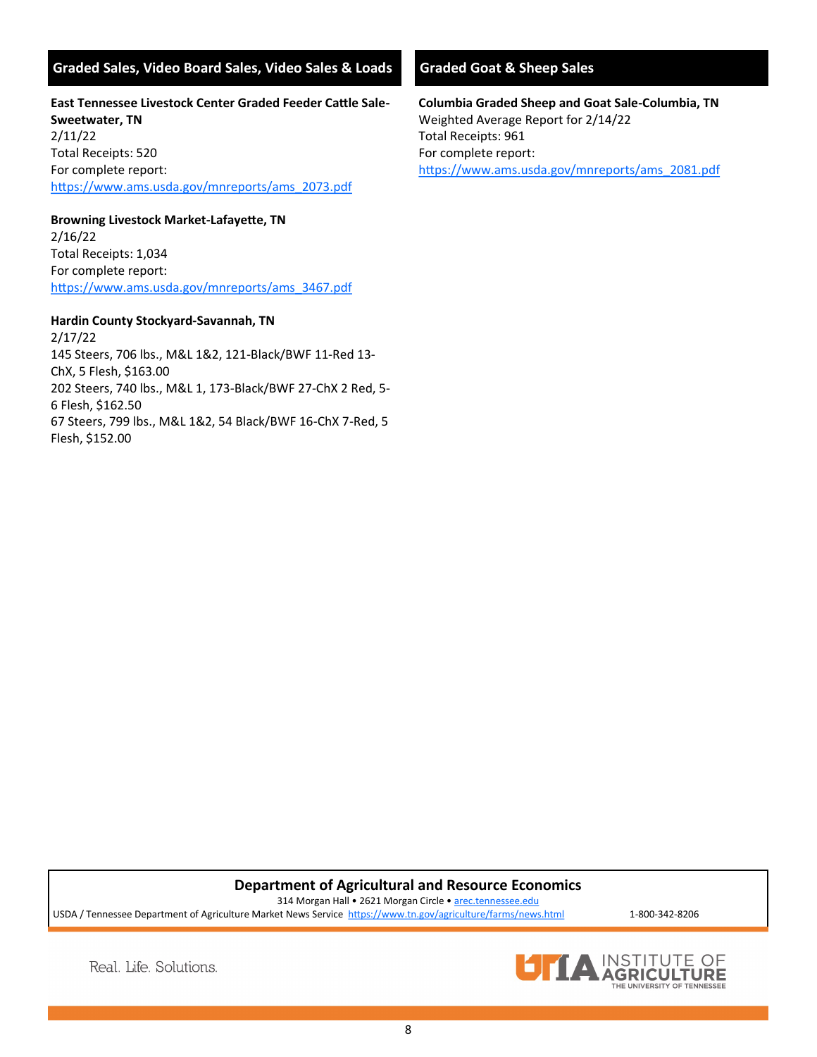## Graded Sales, Video Board Sales, Video Sales & Loads

**East Tennessee Livestock Center Graded Feeder Cattle Sale-Sweetwater, TN**
2/11/22
Total Receipts: 520
For complete report:
https://www.ams.usda.gov/mnreports/ams_2073.pdf

**Browning Livestock Market-Lafayette, TN**
2/16/22
Total Receipts: 1,034
For complete report:
https://www.ams.usda.gov/mnreports/ams_3467.pdf

**Hardin County Stockyard-Savannah, TN**
2/17/22
145 Steers, 706 lbs., M&L 1&2, 121-Black/BWF 11-Red 13-ChX, 5 Flesh, $163.00
202 Steers, 740 lbs., M&L 1, 173-Black/BWF 27-ChX 2 Red, 5-6 Flesh, $162.50
67 Steers, 799 lbs., M&L 1&2, 54 Black/BWF 16-ChX 7-Red, 5 Flesh, $152.00

## Graded Goat & Sheep Sales

**Columbia Graded Sheep and Goat Sale-Columbia, TN**
Weighted Average Report for 2/14/22
Total Receipts: 961
For complete report:
https://www.ams.usda.gov/mnreports/ams_2081.pdf

**Department of Agricultural and Resource Economics**
314 Morgan Hall • 2621 Morgan Circle • arec.tennessee.edu
USDA / Tennessee Department of Agriculture Market News Service https://www.tn.gov/agriculture/farms/news.html 1-800-342-8206

Real. Life. Solutions.

UTIA INSTITUTE OF AGRICULTURE THE UNIVERSITY OF TENNESSEE